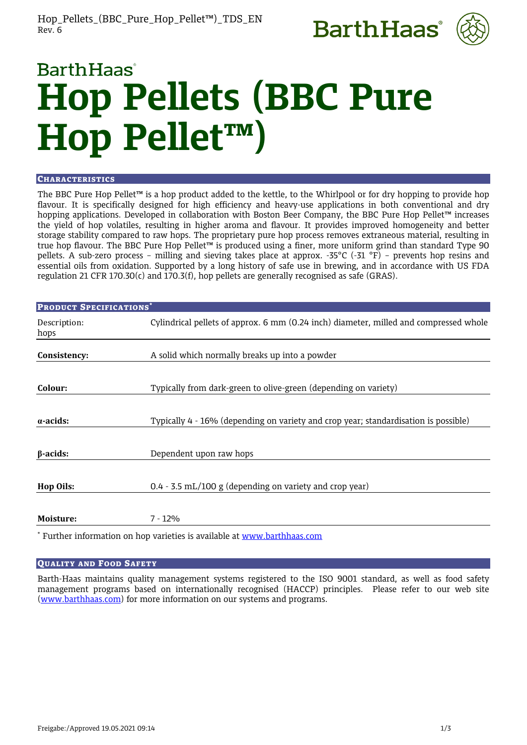BarthHaas

# Hop Pellets (BBC Pure Hop Pellet™)

## Characteristics

The BBC Pure Hop Pellet™ is a hop product added to the kettle, to the Whirlpool or for dry hopping to provide hop flavour. It is specifically designed for high efficiency and heavy-use applications in both conventional and dry hopping applications. Developed in collaboration with Boston Beer Company, the BBC Pure Hop Pellet™ increases the yield of hop volatiles, resulting in higher aroma and flavour. It provides improved homogeneity and better storage stability compared to raw hops. The proprietary pure hop process removes extraneous material, resulting in true hop flavour. The BBC Pure Hop Pellet™ is produced using a finer, more uniform grind than standard Type 90 pellets. A sub-zero process – milling and sieving takes place at approx. -35°C (-31 °F) – prevents hop resins and essential oils from oxidation. Supported by a long history of safe use in brewing, and in accordance with US FDA regulation 21 CFR 170.30(c) and 170.3(f), hop pellets are generally recognised as safe (GRAS).

## Product Specifications*

| | |
|---|---|
| Description: | Cylindrical pellets of approx. 6 mm (0.24 inch) diameter, milled and compressed whole hops |
| **Consistency:** | A solid which normally breaks up into a powder |
| **Colour:** | Typically from dark-green to olive-green (depending on variety) |
| **α-acids:** | Typically 4 - 16% (depending on variety and crop year; standardisation is possible) |
| **β-acids:** | Dependent upon raw hops |
| **Hop Oils:** | 0.4 - 3.5 mL/100 g (depending on variety and crop year) |
| **Moisture:** | 7 - 12% |

* Further information on hop varieties is available at www.barthhaas.com

## Quality and Food Safety

Barth-Haas maintains quality management systems registered to the ISO 9001 standard, as well as food safety management programs based on internationally recognised (HACCP) principles. Please refer to our web site (www.barthhaas.com) for more information on our systems and programs.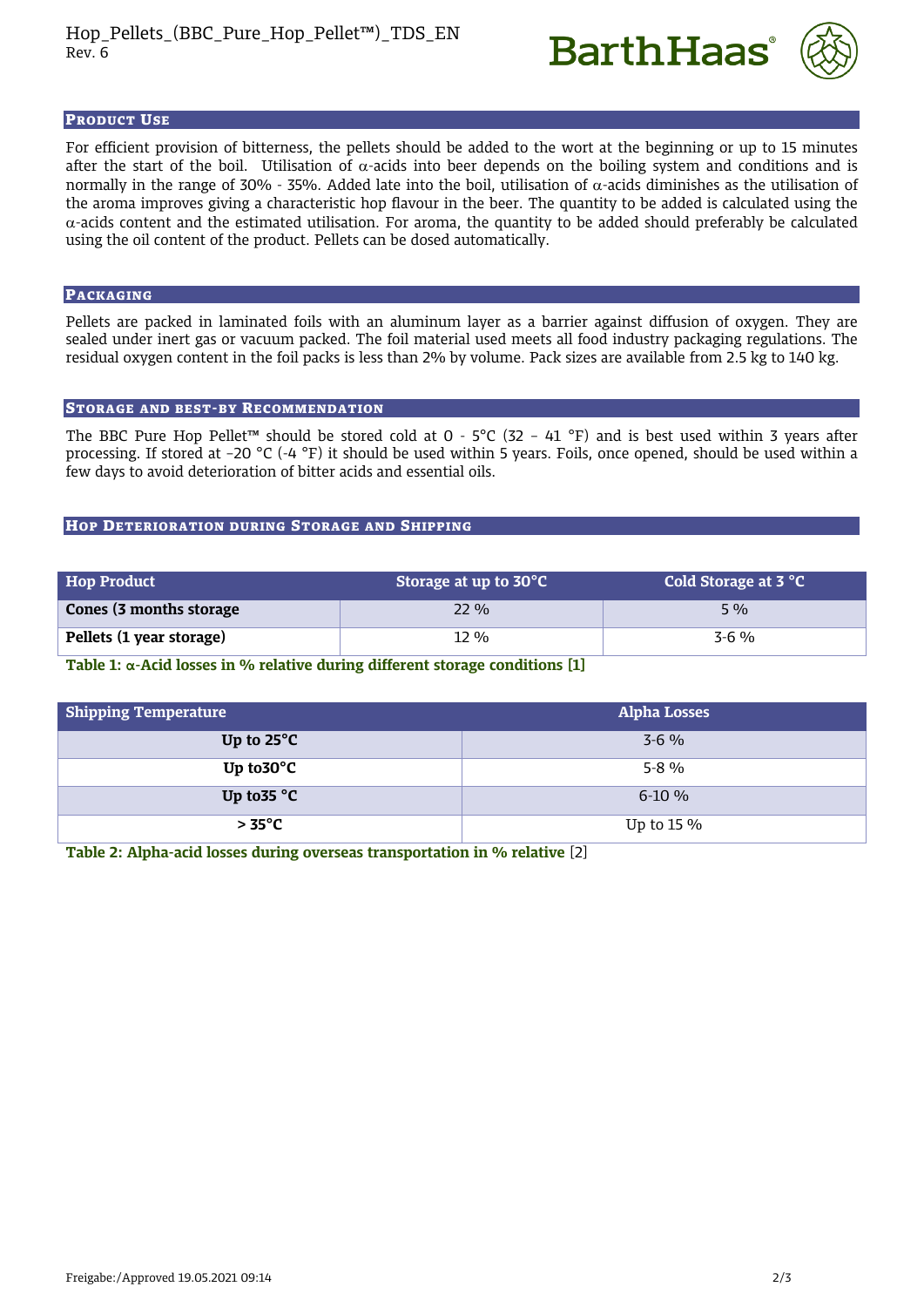## Product Use

For efficient provision of bitterness, the pellets should be added to the wort at the beginning or up to 15 minutes after the start of the boil. Utilisation of $\alpha$-acids into beer depends on the boiling system and conditions and is normally in the range of 30% - 35%. Added late into the boil, utilisation of $\alpha$-acids diminishes as the utilisation of the aroma improves giving a characteristic hop flavour in the beer. The quantity to be added is calculated using the $\alpha$-acids content and the estimated utilisation. For aroma, the quantity to be added should preferably be calculated using the oil content of the product. Pellets can be dosed automatically.

## Packaging

Pellets are packed in laminated foils with an aluminum layer as a barrier against diffusion of oxygen. They are sealed under inert gas or vacuum packed. The foil material used meets all food industry packaging regulations. The residual oxygen content in the foil packs is less than 2% by volume. Pack sizes are available from 2.5 kg to 140 kg.

## Storage and best-by Recommendation

The BBC Pure Hop Pellet™ should be stored cold at 0 - 5°C (32 – 41 °F) and is best used within 3 years after processing. If stored at -20 °C (-4 °F) it should be used within 5 years. Foils, once opened, should be used within a few days to avoid deterioration of bitter acids and essential oils.

## Hop Deterioration during Storage and Shipping

| Hop Product | Storage at up to 30°C | Cold Storage at 3 °C |
|---|---|---|
| **Cones (3 months storage** | 22 % | 5 % |
| **Pellets (1 year storage)** | 12 % | 3-6 % |

**Table 1: $\alpha$-Acid losses in % relative during different storage conditions [1]**

| Shipping Temperature | Alpha Losses |
|---|---|
| **Up to 25°C** | 3-6 % |
| **Up to30°C** | 5-8 % |
| **Up to35 °C** | 6-10 % |
| **> 35°C** | Up to 15 % |

**Table 2: Alpha-acid losses during overseas transportation in % relative** [2]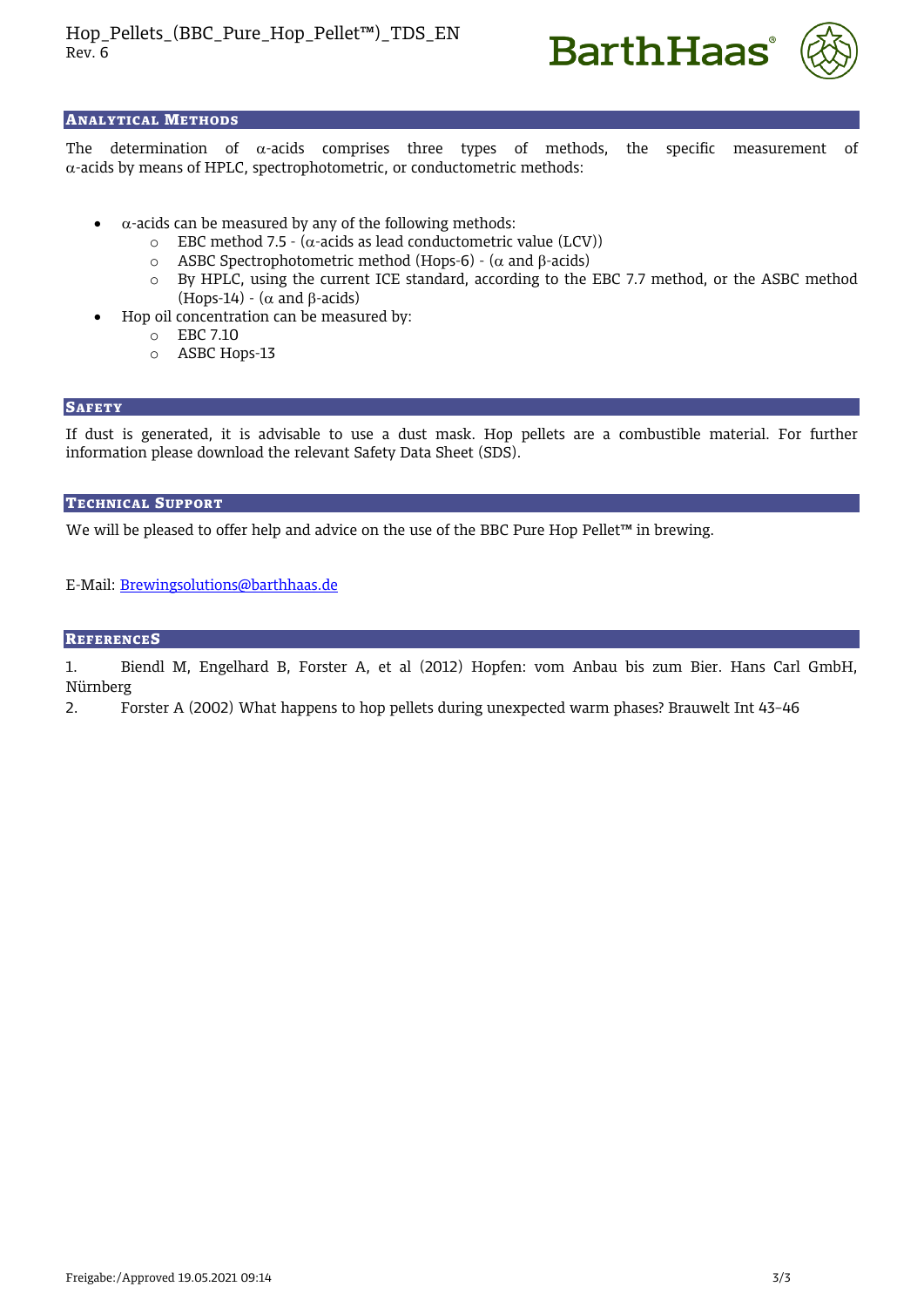## Analytical Methods

The determination of $\alpha$-acids comprises three types of methods, the specific measurement of $\alpha$-acids by means of HPLC, spectrophotometric, or conductometric methods:

- $\alpha$-acids can be measured by any of the following methods:
  - EBC method 7.5 - ($\alpha$-acids as lead conductometric value (LCV))
  - ASBC Spectrophotometric method (Hops-6) - ($\alpha$ and $\beta$-acids)
  - By HPLC, using the current ICE standard, according to the EBC 7.7 method, or the ASBC method (Hops-14) - ($\alpha$ and $\beta$-acids)
- Hop oil concentration can be measured by:
  - EBC 7.10
  - ASBC Hops-13

## Safety

If dust is generated, it is advisable to use a dust mask. Hop pellets are a combustible material. For further information please download the relevant Safety Data Sheet (SDS).

## Technical Support

We will be pleased to offer help and advice on the use of the BBC Pure Hop Pellet™ in brewing.

E-Mail: [Brewingsolutions@barthhaas.de](mailto:Brewingsolutions@barthhaas.de)

## References

1. Biendl M, Engelhard B, Forster A, et al (2012) Hopfen: vom Anbau bis zum Bier. Hans Carl GmbH, Nürnberg
2. Forster A (2002) What happens to hop pellets during unexpected warm phases? Brauwelt Int 43–46

Freigabe:/Approved 19.05.2021 09:14